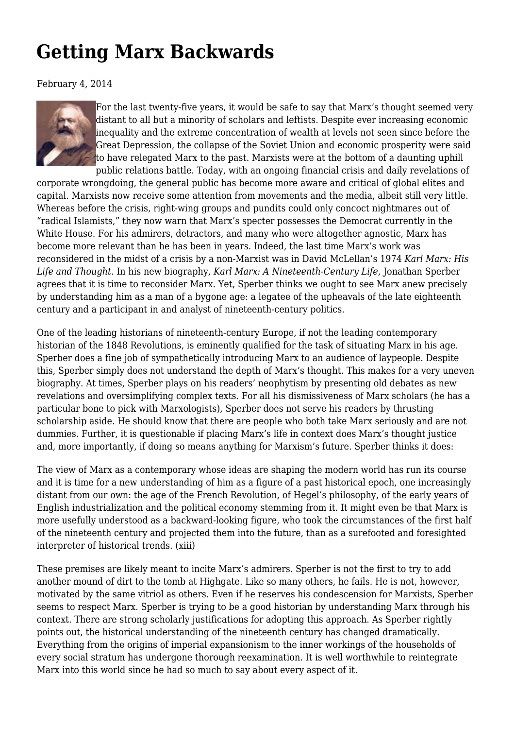# Getting Marx Backwards

February 4, 2014

For the last twenty-five years, it would be safe to say that Marx's thought seemed very distant to all but a minority of scholars and leftists. Despite ever increasing economic inequality and the extreme concentration of wealth at levels not seen since before the Great Depression, the collapse of the Soviet Union and economic prosperity were said to have relegated Marx to the past. Marxists were at the bottom of a daunting uphill public relations battle. Today, with an ongoing financial crisis and daily revelations of corporate wrongdoing, the general public has become more aware and critical of global elites and capital. Marxists now receive some attention from movements and the media, albeit still very little. Whereas before the crisis, right-wing groups and pundits could only concoct nightmares out of "radical Islamists," they now warn that Marx's specter possesses the Democrat currently in the White House. For his admirers, detractors, and many who were altogether agnostic, Marx has become more relevant than he has been in years. Indeed, the last time Marx's work was reconsidered in the midst of a crisis by a non-Marxist was in David McLellan's 1974 *Karl Marx: His Life and Thought*. In his new biography, *Karl Marx: A Nineteenth-Century Life*, Jonathan Sperber agrees that it is time to reconsider Marx. Yet, Sperber thinks we ought to see Marx anew precisely by understanding him as a man of a bygone age: a legatee of the upheavals of the late eighteenth century and a participant in and analyst of nineteenth-century politics.

One of the leading historians of nineteenth-century Europe, if not the leading contemporary historian of the 1848 Revolutions, is eminently qualified for the task of situating Marx in his age. Sperber does a fine job of sympathetically introducing Marx to an audience of laypeople. Despite this, Sperber simply does not understand the depth of Marx's thought. This makes for a very uneven biography. At times, Sperber plays on his readers' neophytism by presenting old debates as new revelations and oversimplifying complex texts. For all his dismissiveness of Marx scholars (he has a particular bone to pick with Marxologists), Sperber does not serve his readers by thrusting scholarship aside. He should know that there are people who both take Marx seriously and are not dummies. Further, it is questionable if placing Marx's life in context does Marx's thought justice and, more importantly, if doing so means anything for Marxism's future. Sperber thinks it does:

The view of Marx as a contemporary whose ideas are shaping the modern world has run its course and it is time for a new understanding of him as a figure of a past historical epoch, one increasingly distant from our own: the age of the French Revolution, of Hegel's philosophy, of the early years of English industrialization and the political economy stemming from it. It might even be that Marx is more usefully understood as a backward-looking figure, who took the circumstances of the first half of the nineteenth century and projected them into the future, than as a surefooted and foresighted interpreter of historical trends. (xiii)

These premises are likely meant to incite Marx's admirers. Sperber is not the first to try to add another mound of dirt to the tomb at Highgate. Like so many others, he fails. He is not, however, motivated by the same vitriol as others. Even if he reserves his condescension for Marxists, Sperber seems to respect Marx. Sperber is trying to be a good historian by understanding Marx through his context. There are strong scholarly justifications for adopting this approach. As Sperber rightly points out, the historical understanding of the nineteenth century has changed dramatically. Everything from the origins of imperial expansionism to the inner workings of the households of every social stratum has undergone thorough reexamination. It is well worthwhile to reintegrate Marx into this world since he had so much to say about every aspect of it.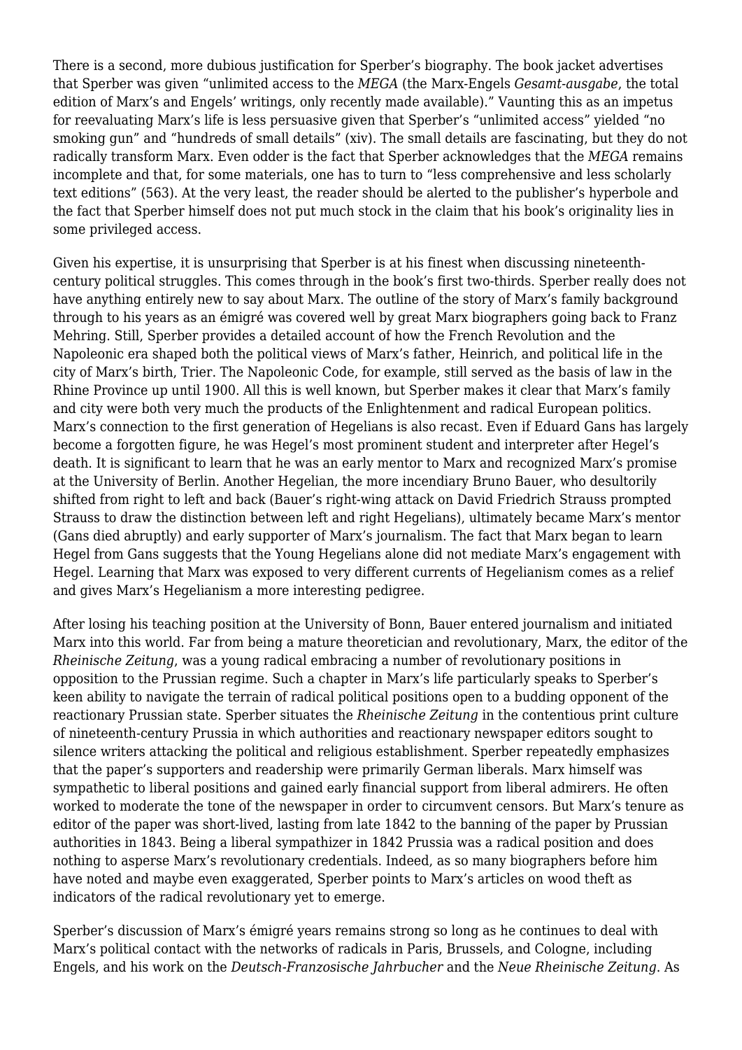There is a second, more dubious justification for Sperber's biography. The book jacket advertises that Sperber was given "unlimited access to the *MEGA* (the Marx-Engels *Gesamt-ausgabe*, the total edition of Marx's and Engels' writings, only recently made available)." Vaunting this as an impetus for reevaluating Marx's life is less persuasive given that Sperber's "unlimited access" yielded "no smoking gun" and "hundreds of small details" (xiv). The small details are fascinating, but they do not radically transform Marx. Even odder is the fact that Sperber acknowledges that the *MEGA* remains incomplete and that, for some materials, one has to turn to "less comprehensive and less scholarly text editions" (563). At the very least, the reader should be alerted to the publisher's hyperbole and the fact that Sperber himself does not put much stock in the claim that his book's originality lies in some privileged access.

Given his expertise, it is unsurprising that Sperber is at his finest when discussing nineteenth-century political struggles. This comes through in the book's first two-thirds. Sperber really does not have anything entirely new to say about Marx. The outline of the story of Marx's family background through to his years as an émigré was covered well by great Marx biographers going back to Franz Mehring. Still, Sperber provides a detailed account of how the French Revolution and the Napoleonic era shaped both the political views of Marx's father, Heinrich, and political life in the city of Marx's birth, Trier. The Napoleonic Code, for example, still served as the basis of law in the Rhine Province up until 1900. All this is well known, but Sperber makes it clear that Marx's family and city were both very much the products of the Enlightenment and radical European politics. Marx's connection to the first generation of Hegelians is also recast. Even if Eduard Gans has largely become a forgotten figure, he was Hegel's most prominent student and interpreter after Hegel's death. It is significant to learn that he was an early mentor to Marx and recognized Marx's promise at the University of Berlin. Another Hegelian, the more incendiary Bruno Bauer, who desultorily shifted from right to left and back (Bauer's right-wing attack on David Friedrich Strauss prompted Strauss to draw the distinction between left and right Hegelians), ultimately became Marx's mentor (Gans died abruptly) and early supporter of Marx's journalism. The fact that Marx began to learn Hegel from Gans suggests that the Young Hegelians alone did not mediate Marx's engagement with Hegel. Learning that Marx was exposed to very different currents of Hegelianism comes as a relief and gives Marx's Hegelianism a more interesting pedigree.

After losing his teaching position at the University of Bonn, Bauer entered journalism and initiated Marx into this world. Far from being a mature theoretician and revolutionary, Marx, the editor of the *Rheinische Zeitung*, was a young radical embracing a number of revolutionary positions in opposition to the Prussian regime. Such a chapter in Marx's life particularly speaks to Sperber's keen ability to navigate the terrain of radical political positions open to a budding opponent of the reactionary Prussian state. Sperber situates the *Rheinische Zeitung* in the contentious print culture of nineteenth-century Prussia in which authorities and reactionary newspaper editors sought to silence writers attacking the political and religious establishment. Sperber repeatedly emphasizes that the paper's supporters and readership were primarily German liberals. Marx himself was sympathetic to liberal positions and gained early financial support from liberal admirers. He often worked to moderate the tone of the newspaper in order to circumvent censors. But Marx's tenure as editor of the paper was short-lived, lasting from late 1842 to the banning of the paper by Prussian authorities in 1843. Being a liberal sympathizer in 1842 Prussia was a radical position and does nothing to asperse Marx's revolutionary credentials. Indeed, as so many biographers before him have noted and maybe even exaggerated, Sperber points to Marx's articles on wood theft as indicators of the radical revolutionary yet to emerge.

Sperber's discussion of Marx's émigré years remains strong so long as he continues to deal with Marx's political contact with the networks of radicals in Paris, Brussels, and Cologne, including Engels, and his work on the *Deutsch-Franzosische Jahrbucher* and the *Neue Rheinische Zeitung*. As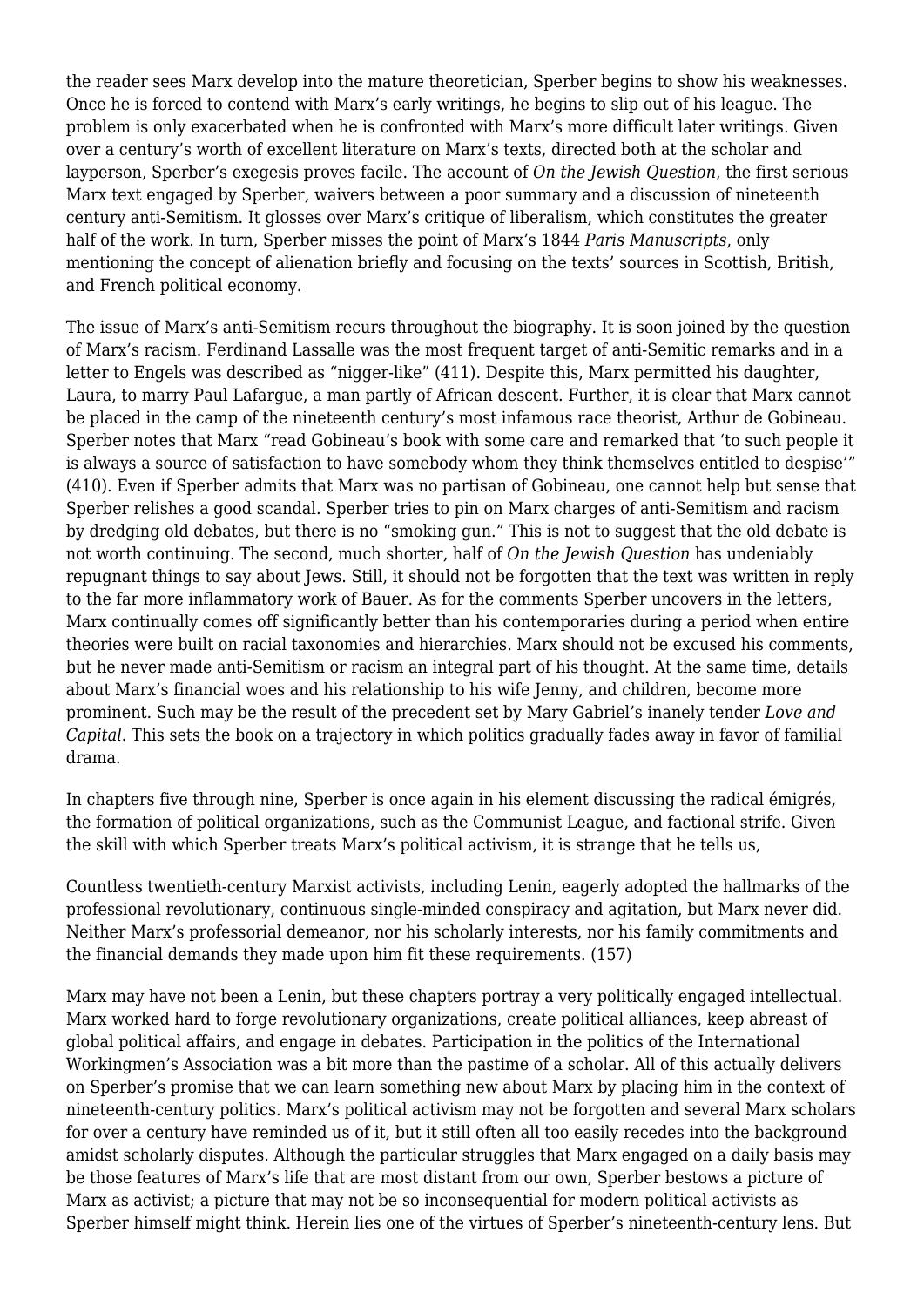the reader sees Marx develop into the mature theoretician, Sperber begins to show his weaknesses. Once he is forced to contend with Marx's early writings, he begins to slip out of his league. The problem is only exacerbated when he is confronted with Marx's more difficult later writings. Given over a century's worth of excellent literature on Marx's texts, directed both at the scholar and layperson, Sperber's exegesis proves facile. The account of *On the Jewish Question*, the first serious Marx text engaged by Sperber, waivers between a poor summary and a discussion of nineteenth century anti-Semitism. It glosses over Marx's critique of liberalism, which constitutes the greater half of the work. In turn, Sperber misses the point of Marx's 1844 *Paris Manuscripts*, only mentioning the concept of alienation briefly and focusing on the texts' sources in Scottish, British, and French political economy.

The issue of Marx's anti-Semitism recurs throughout the biography. It is soon joined by the question of Marx's racism. Ferdinand Lassalle was the most frequent target of anti-Semitic remarks and in a letter to Engels was described as "nigger-like" (411). Despite this, Marx permitted his daughter, Laura, to marry Paul Lafargue, a man partly of African descent. Further, it is clear that Marx cannot be placed in the camp of the nineteenth century's most infamous race theorist, Arthur de Gobineau. Sperber notes that Marx "read Gobineau's book with some care and remarked that 'to such people it is always a source of satisfaction to have somebody whom they think themselves entitled to despise'" (410). Even if Sperber admits that Marx was no partisan of Gobineau, one cannot help but sense that Sperber relishes a good scandal. Sperber tries to pin on Marx charges of anti-Semitism and racism by dredging old debates, but there is no "smoking gun." This is not to suggest that the old debate is not worth continuing. The second, much shorter, half of *On the Jewish Question* has undeniably repugnant things to say about Jews. Still, it should not be forgotten that the text was written in reply to the far more inflammatory work of Bauer. As for the comments Sperber uncovers in the letters, Marx continually comes off significantly better than his contemporaries during a period when entire theories were built on racial taxonomies and hierarchies. Marx should not be excused his comments, but he never made anti-Semitism or racism an integral part of his thought. At the same time, details about Marx's financial woes and his relationship to his wife Jenny, and children, become more prominent. Such may be the result of the precedent set by Mary Gabriel's inanely tender *Love and Capital*. This sets the book on a trajectory in which politics gradually fades away in favor of familial drama.

In chapters five through nine, Sperber is once again in his element discussing the radical émigrés, the formation of political organizations, such as the Communist League, and factional strife. Given the skill with which Sperber treats Marx's political activism, it is strange that he tells us,

Countless twentieth-century Marxist activists, including Lenin, eagerly adopted the hallmarks of the professional revolutionary, continuous single-minded conspiracy and agitation, but Marx never did. Neither Marx's professorial demeanor, nor his scholarly interests, nor his family commitments and the financial demands they made upon him fit these requirements. (157)

Marx may have not been a Lenin, but these chapters portray a very politically engaged intellectual. Marx worked hard to forge revolutionary organizations, create political alliances, keep abreast of global political affairs, and engage in debates. Participation in the politics of the International Workingmen's Association was a bit more than the pastime of a scholar. All of this actually delivers on Sperber's promise that we can learn something new about Marx by placing him in the context of nineteenth-century politics. Marx's political activism may not be forgotten and several Marx scholars for over a century have reminded us of it, but it still often all too easily recedes into the background amidst scholarly disputes. Although the particular struggles that Marx engaged on a daily basis may be those features of Marx's life that are most distant from our own, Sperber bestows a picture of Marx as activist; a picture that may not be so inconsequential for modern political activists as Sperber himself might think. Herein lies one of the virtues of Sperber's nineteenth-century lens. But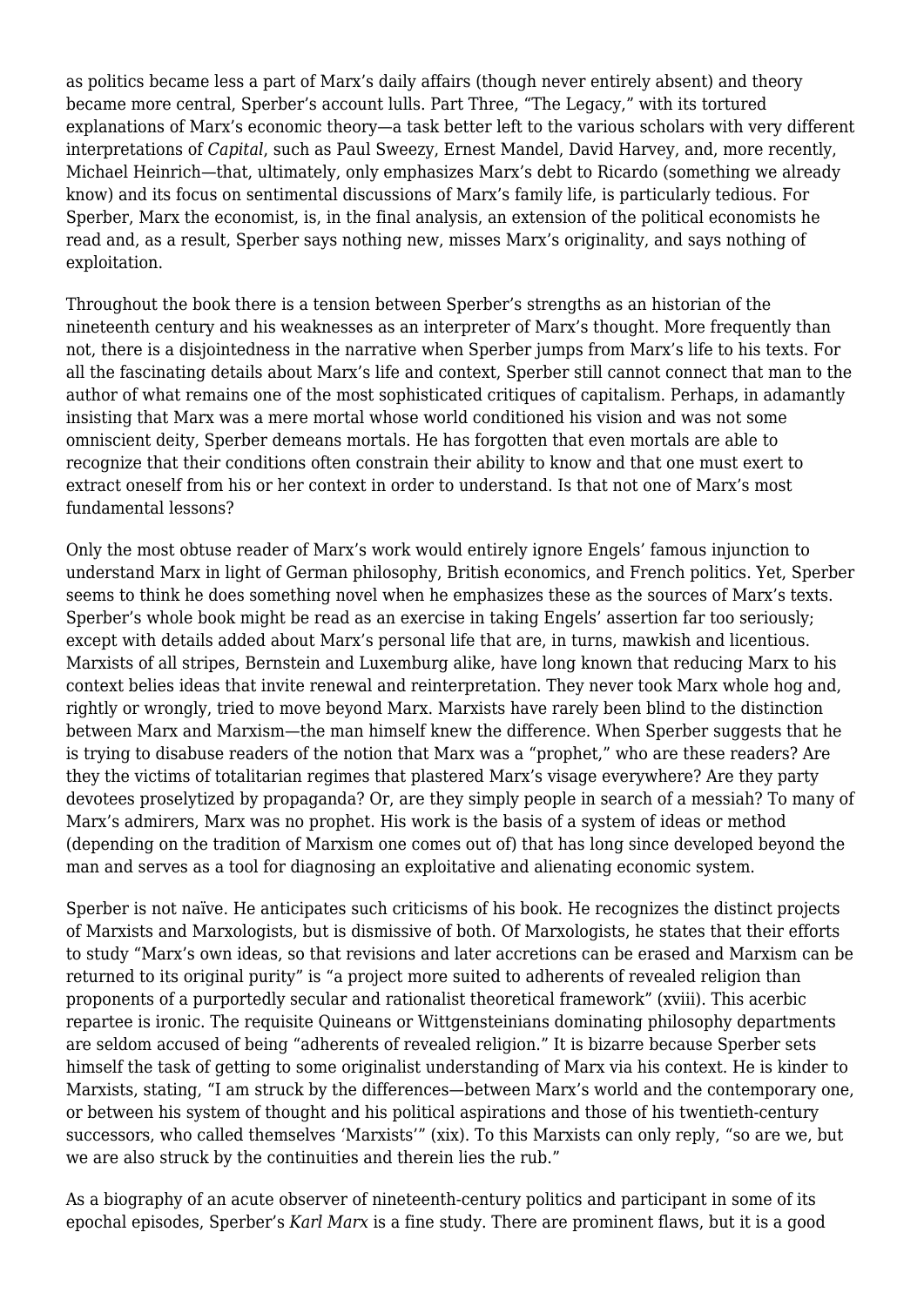as politics became less a part of Marx's daily affairs (though never entirely absent) and theory became more central, Sperber's account lulls. Part Three, "The Legacy," with its tortured explanations of Marx's economic theory—a task better left to the various scholars with very different interpretations of *Capital*, such as Paul Sweezy, Ernest Mandel, David Harvey, and, more recently, Michael Heinrich—that, ultimately, only emphasizes Marx's debt to Ricardo (something we already know) and its focus on sentimental discussions of Marx's family life, is particularly tedious. For Sperber, Marx the economist, is, in the final analysis, an extension of the political economists he read and, as a result, Sperber says nothing new, misses Marx's originality, and says nothing of exploitation.

Throughout the book there is a tension between Sperber's strengths as an historian of the nineteenth century and his weaknesses as an interpreter of Marx's thought. More frequently than not, there is a disjointedness in the narrative when Sperber jumps from Marx's life to his texts. For all the fascinating details about Marx's life and context, Sperber still cannot connect that man to the author of what remains one of the most sophisticated critiques of capitalism. Perhaps, in adamantly insisting that Marx was a mere mortal whose world conditioned his vision and was not some omniscient deity, Sperber demeans mortals. He has forgotten that even mortals are able to recognize that their conditions often constrain their ability to know and that one must exert to extract oneself from his or her context in order to understand. Is that not one of Marx's most fundamental lessons?

Only the most obtuse reader of Marx's work would entirely ignore Engels' famous injunction to understand Marx in light of German philosophy, British economics, and French politics. Yet, Sperber seems to think he does something novel when he emphasizes these as the sources of Marx's texts. Sperber's whole book might be read as an exercise in taking Engels' assertion far too seriously; except with details added about Marx's personal life that are, in turns, mawkish and licentious. Marxists of all stripes, Bernstein and Luxemburg alike, have long known that reducing Marx to his context belies ideas that invite renewal and reinterpretation. They never took Marx whole hog and, rightly or wrongly, tried to move beyond Marx. Marxists have rarely been blind to the distinction between Marx and Marxism—the man himself knew the difference. When Sperber suggests that he is trying to disabuse readers of the notion that Marx was a "prophet," who are these readers? Are they the victims of totalitarian regimes that plastered Marx's visage everywhere? Are they party devotees proselytized by propaganda? Or, are they simply people in search of a messiah? To many of Marx's admirers, Marx was no prophet. His work is the basis of a system of ideas or method (depending on the tradition of Marxism one comes out of) that has long since developed beyond the man and serves as a tool for diagnosing an exploitative and alienating economic system.

Sperber is not naïve. He anticipates such criticisms of his book. He recognizes the distinct projects of Marxists and Marxologists, but is dismissive of both. Of Marxologists, he states that their efforts to study "Marx's own ideas, so that revisions and later accretions can be erased and Marxism can be returned to its original purity" is "a project more suited to adherents of revealed religion than proponents of a purportedly secular and rationalist theoretical framework" (xviii). This acerbic repartee is ironic. The requisite Quineans or Wittgensteinians dominating philosophy departments are seldom accused of being "adherents of revealed religion." It is bizarre because Sperber sets himself the task of getting to some originalist understanding of Marx via his context. He is kinder to Marxists, stating, "I am struck by the differences—between Marx's world and the contemporary one, or between his system of thought and his political aspirations and those of his twentieth-century successors, who called themselves 'Marxists'" (xix). To this Marxists can only reply, "so are we, but we are also struck by the continuities and therein lies the rub."

As a biography of an acute observer of nineteenth-century politics and participant in some of its epochal episodes, Sperber's *Karl Marx* is a fine study. There are prominent flaws, but it is a good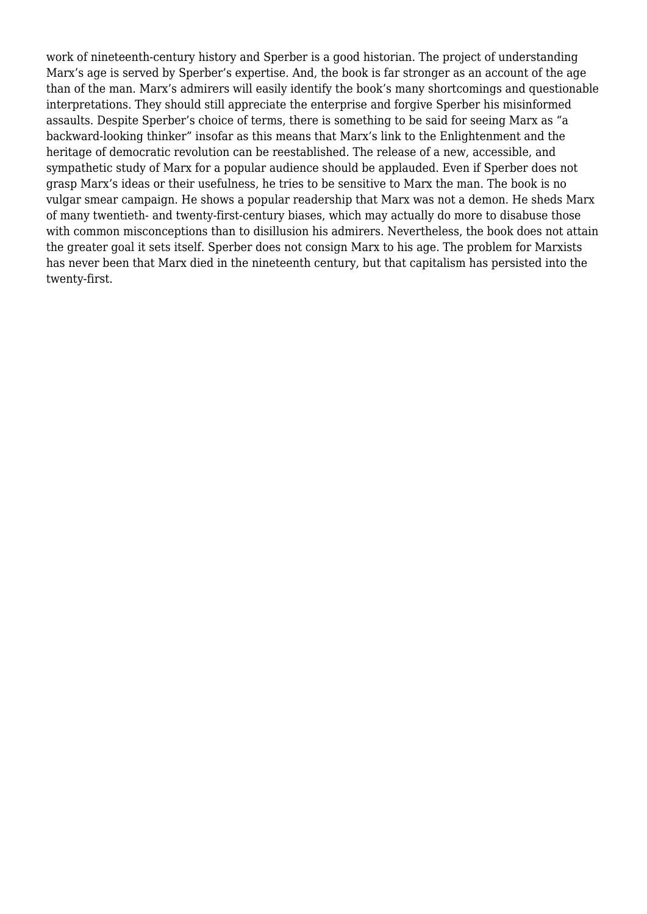work of nineteenth-century history and Sperber is a good historian. The project of understanding Marx's age is served by Sperber's expertise. And, the book is far stronger as an account of the age than of the man. Marx's admirers will easily identify the book's many shortcomings and questionable interpretations. They should still appreciate the enterprise and forgive Sperber his misinformed assaults. Despite Sperber's choice of terms, there is something to be said for seeing Marx as "a backward-looking thinker" insofar as this means that Marx's link to the Enlightenment and the heritage of democratic revolution can be reestablished. The release of a new, accessible, and sympathetic study of Marx for a popular audience should be applauded. Even if Sperber does not grasp Marx's ideas or their usefulness, he tries to be sensitive to Marx the man. The book is no vulgar smear campaign. He shows a popular readership that Marx was not a demon. He sheds Marx of many twentieth- and twenty-first-century biases, which may actually do more to disabuse those with common misconceptions than to disillusion his admirers. Nevertheless, the book does not attain the greater goal it sets itself. Sperber does not consign Marx to his age. The problem for Marxists has never been that Marx died in the nineteenth century, but that capitalism has persisted into the twenty-first.